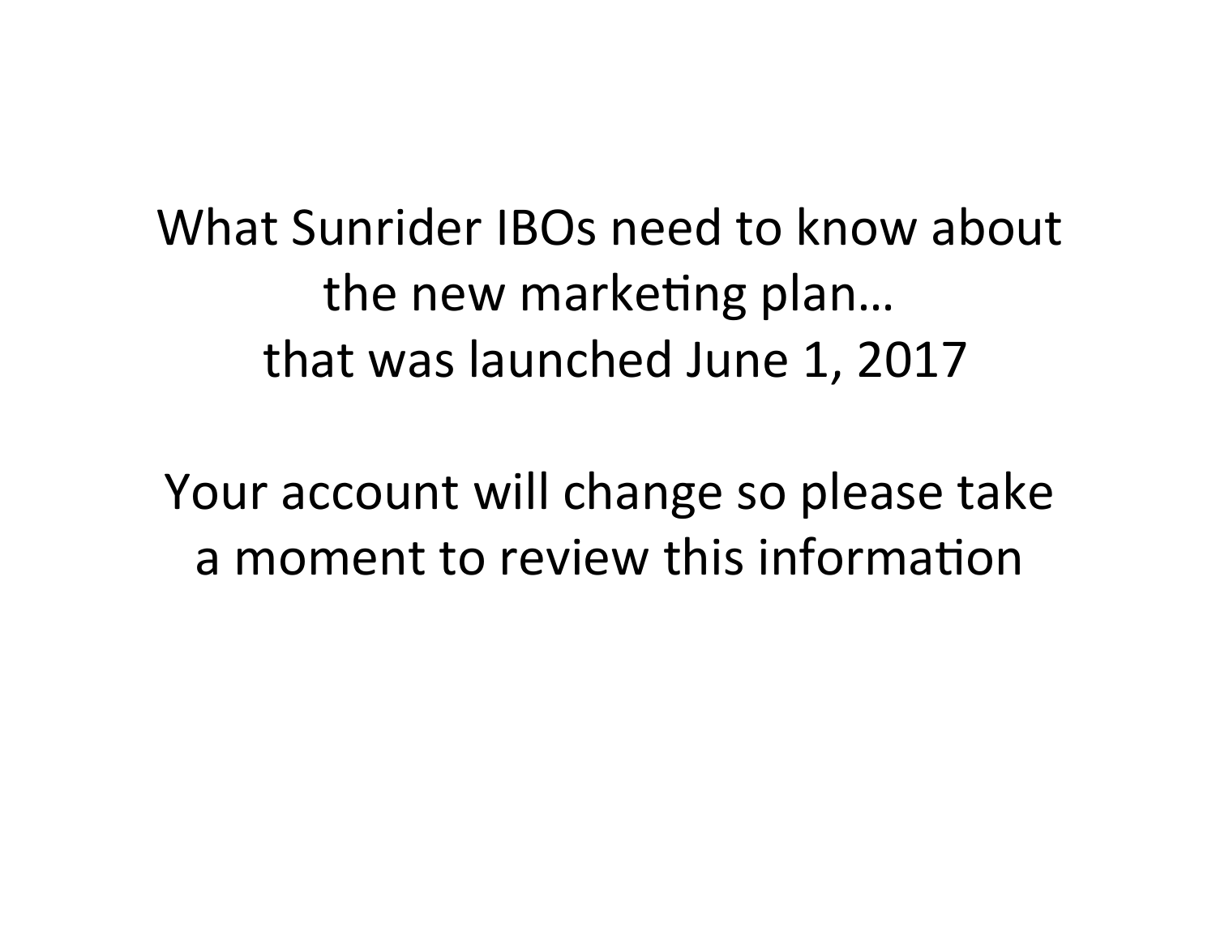# What Sunrider IBOs need to know about the new marketing plan… that was launched June 1, 2017

Your account will change so please take a moment to review this information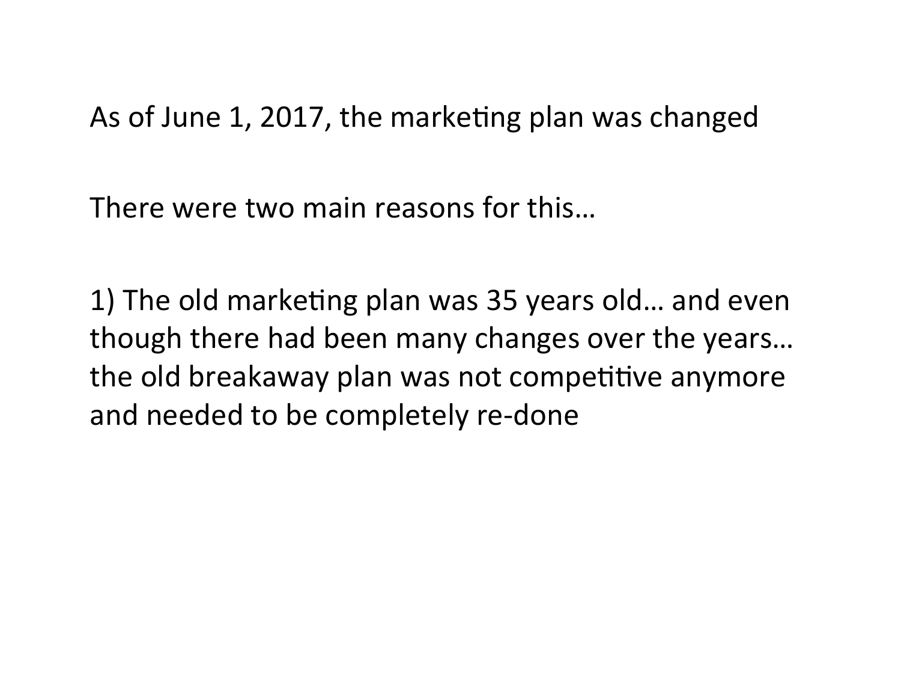As of June 1, 2017, the marketing plan was changed

There were two main reasons for this…

1) The old marketing plan was 35 years old… and even though there had been many changes over the years… the old breakaway plan was not competitive anymore and needed to be completely re-done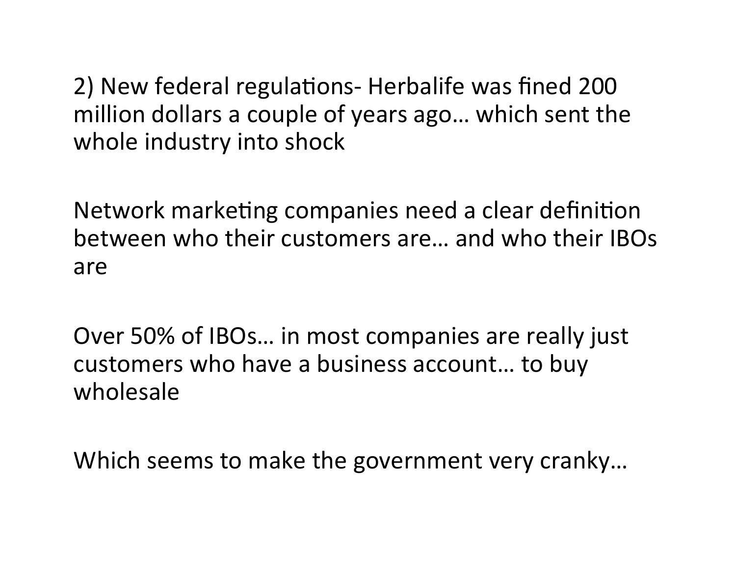2) New federal regulations- Herbalife was fined 200 million dollars a couple of years ago… which sent the whole industry into shock

Network marketing companies need a clear definition between who their customers are… and who their IBOs are

Over 50% of IBOs… in most companies are really just customers who have a business account… to buy wholesale

Which seems to make the government very cranky…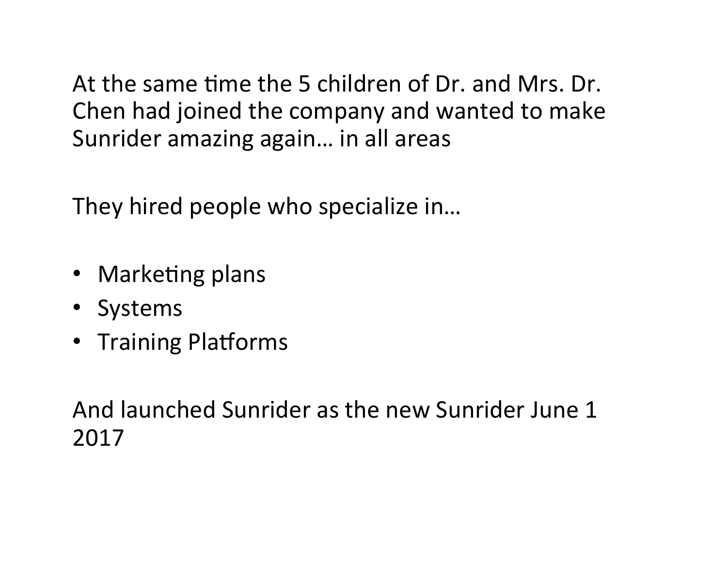At the same time the 5 children of Dr. and Mrs. Dr. Chen had joined the company and wanted to make Sunrider amazing again… in all areas

They hired people who specialize in…

- Marketing plans
- Systems
- Training Platforms

And launched Sunrider as the new Sunrider June 1 2017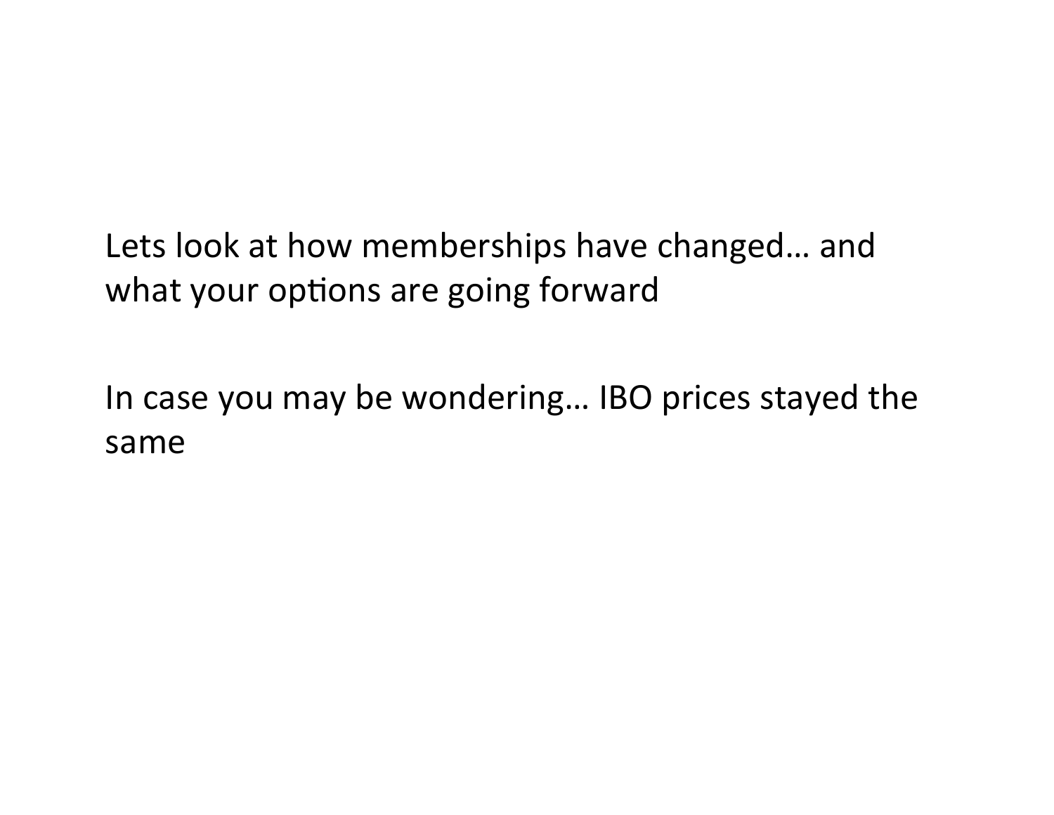Lets look at how memberships have changed… and what your options are going forward

In case you may be wondering… IBO prices stayed the same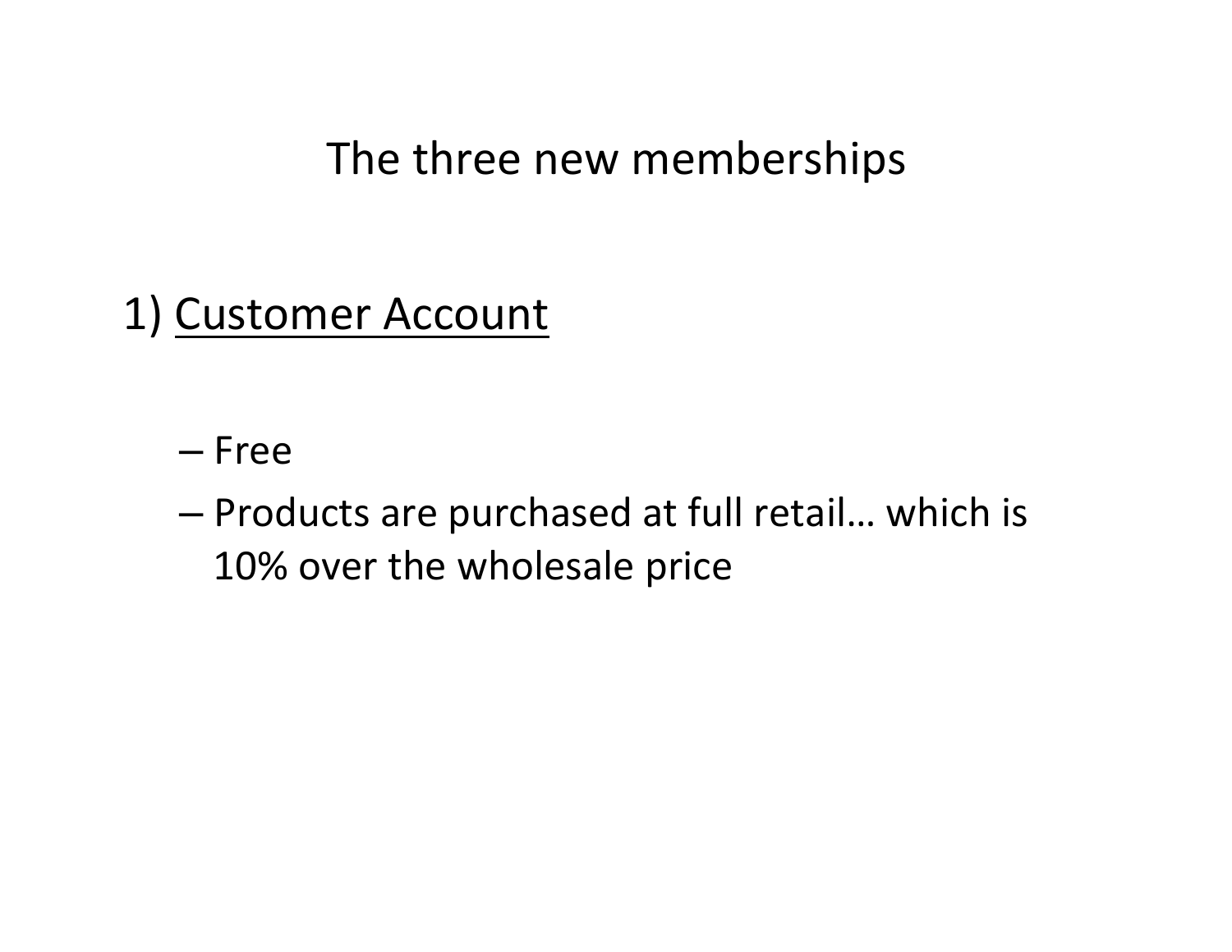# The three new memberships

## 1) <u>Customer Account</u>

- Free
- Products are purchased at full retail… which is 10% over the wholesale price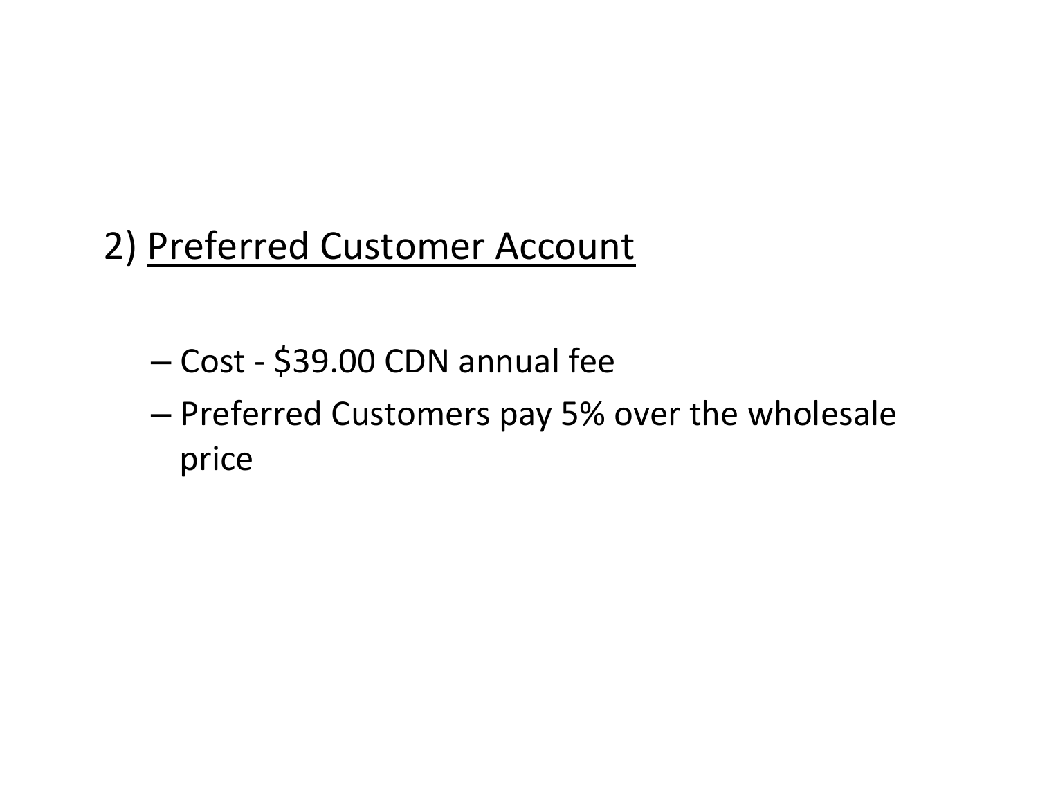## 2) <u>Preferred Customer Account</u>

- Cost - $39.00 CDN annual fee
- Preferred Customers pay 5% over the wholesale price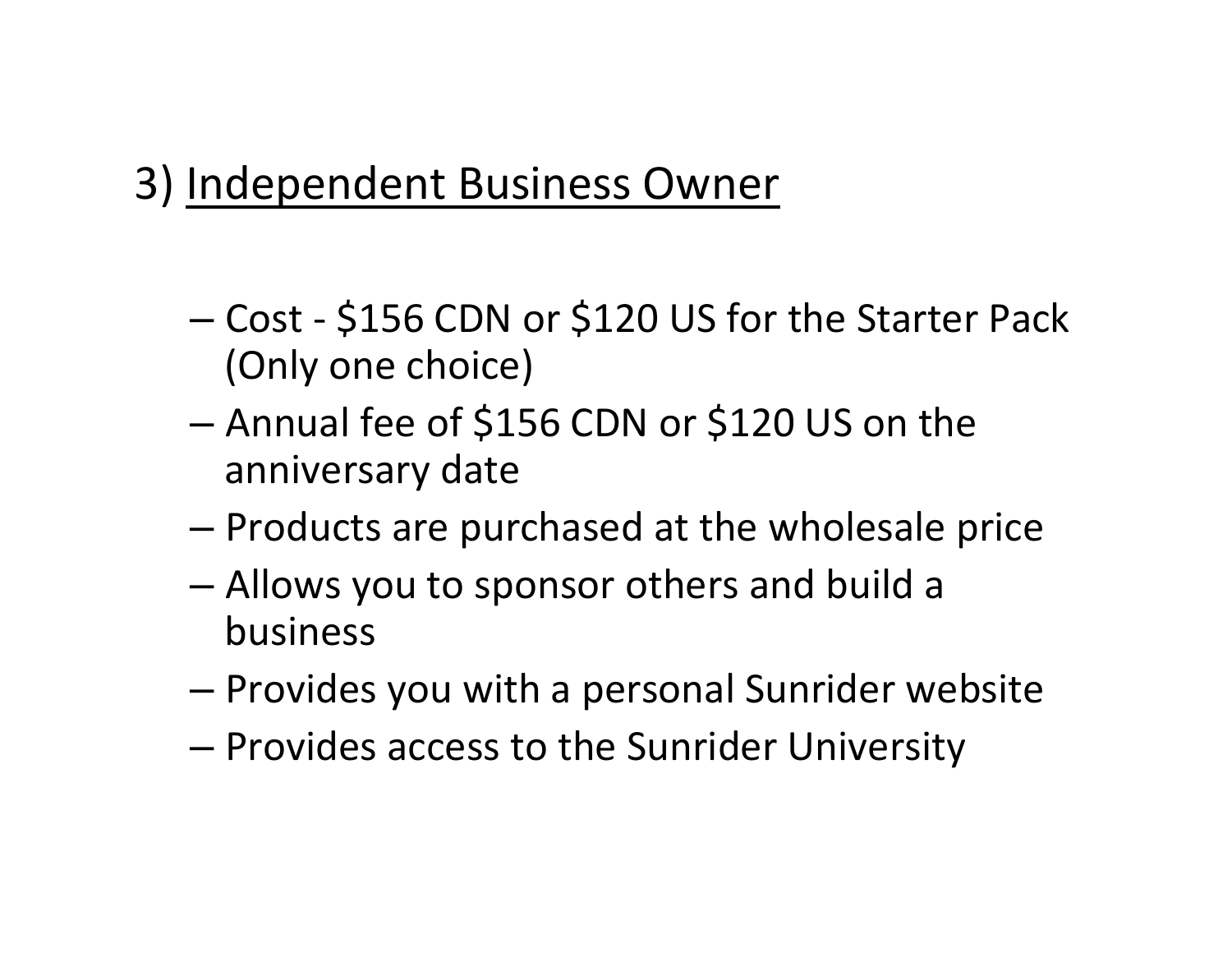## 3) <u>Independent Business Owner</u>

- Cost - $156 CDN or $120 US for the Starter Pack (Only one choice)
- Annual fee of $156 CDN or $120 US on the anniversary date
- Products are purchased at the wholesale price
- Allows you to sponsor others and build a business
- Provides you with a personal Sunrider website
- Provides access to the Sunrider University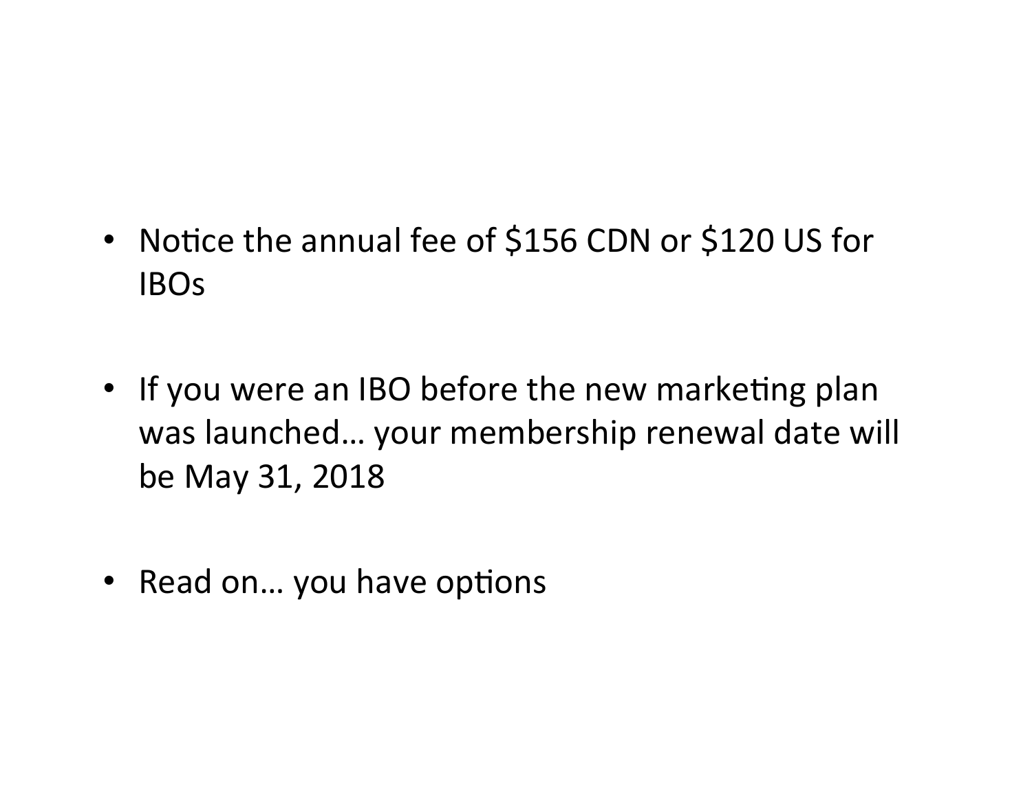- Notice the annual fee of $156 CDN or $120 US for IBOs

- If you were an IBO before the new marketing plan was launched… your membership renewal date will be May 31, 2018

- Read on… you have options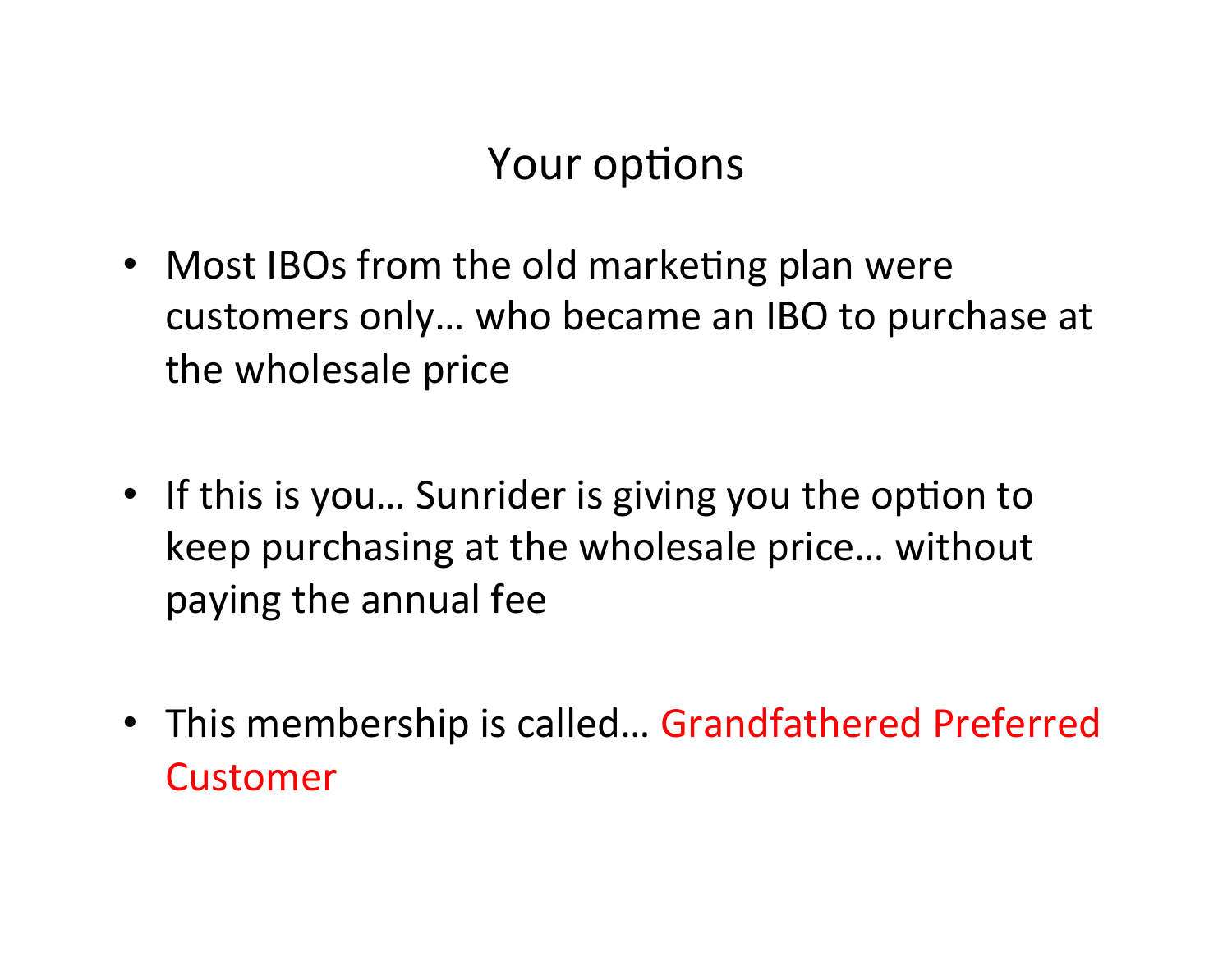# Your options

- Most IBOs from the old marketing plan were customers only… who became an IBO to purchase at the wholesale price

- If this is you… Sunrider is giving you the option to keep purchasing at the wholesale price… without paying the annual fee

- This membership is called… Grandfathered Preferred Customer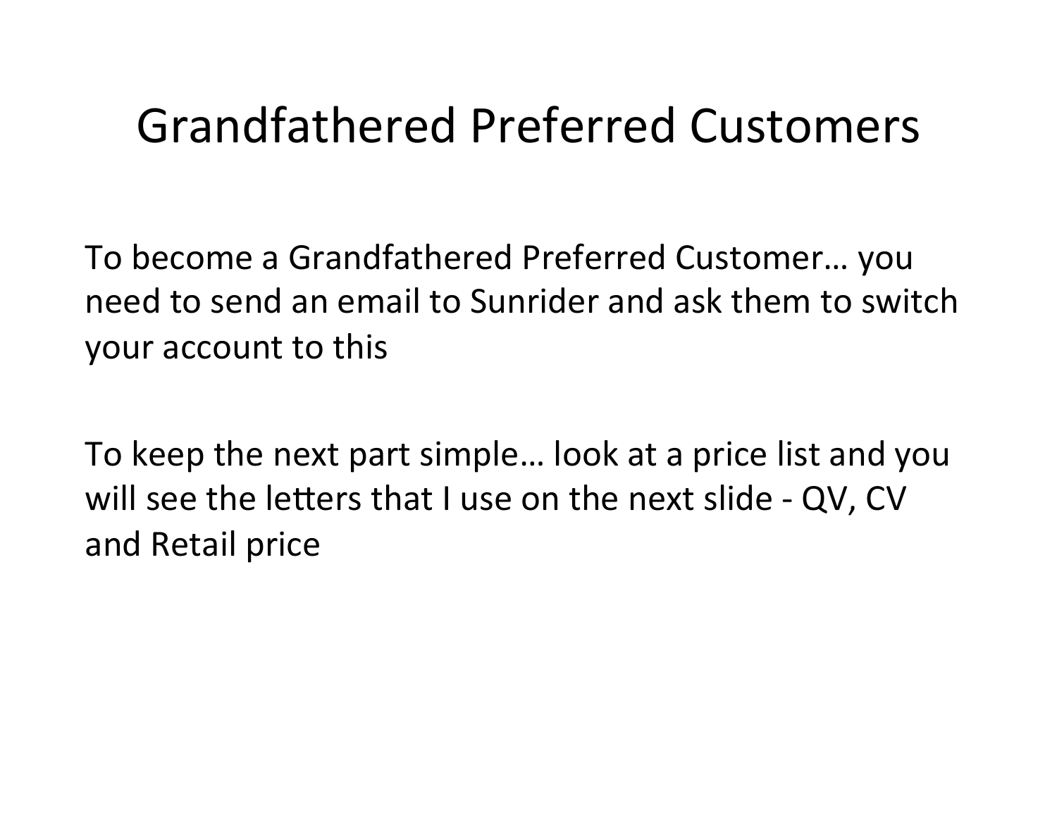# Grandfathered Preferred Customers

To become a Grandfathered Preferred Customer… you need to send an email to Sunrider and ask them to switch your account to this

To keep the next part simple… look at a price list and you will see the letters that I use on the next slide - QV, CV and Retail price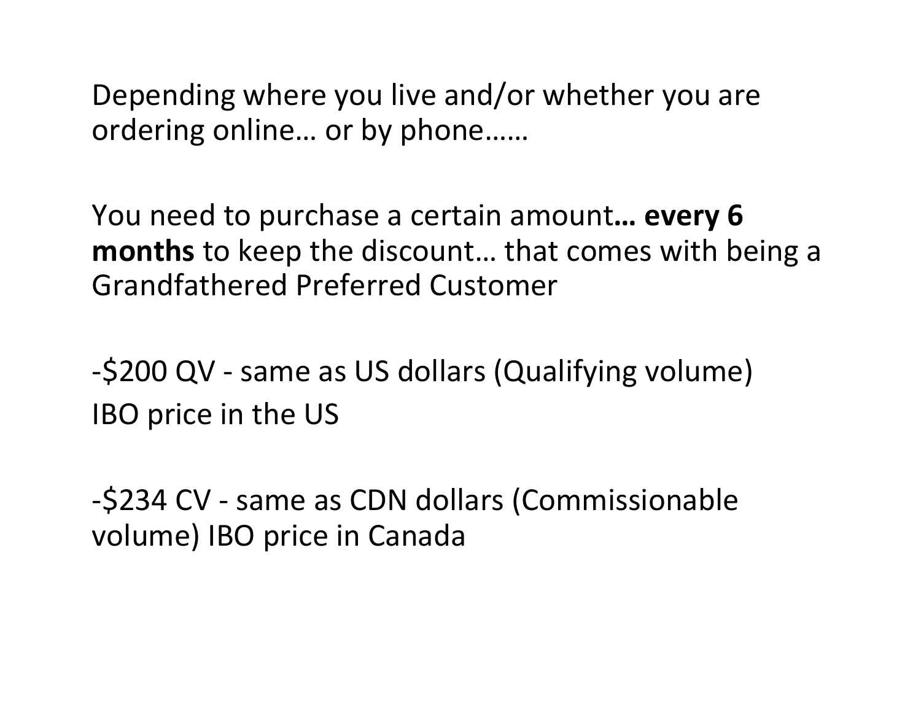Depending where you live and/or whether you are ordering online… or by phone……

You need to purchase a certain amount**… every 6 months** to keep the discount… that comes with being a Grandfathered Preferred Customer

-$200 QV - same as US dollars (Qualifying volume) IBO price in the US

-$234 CV - same as CDN dollars (Commissionable volume) IBO price in Canada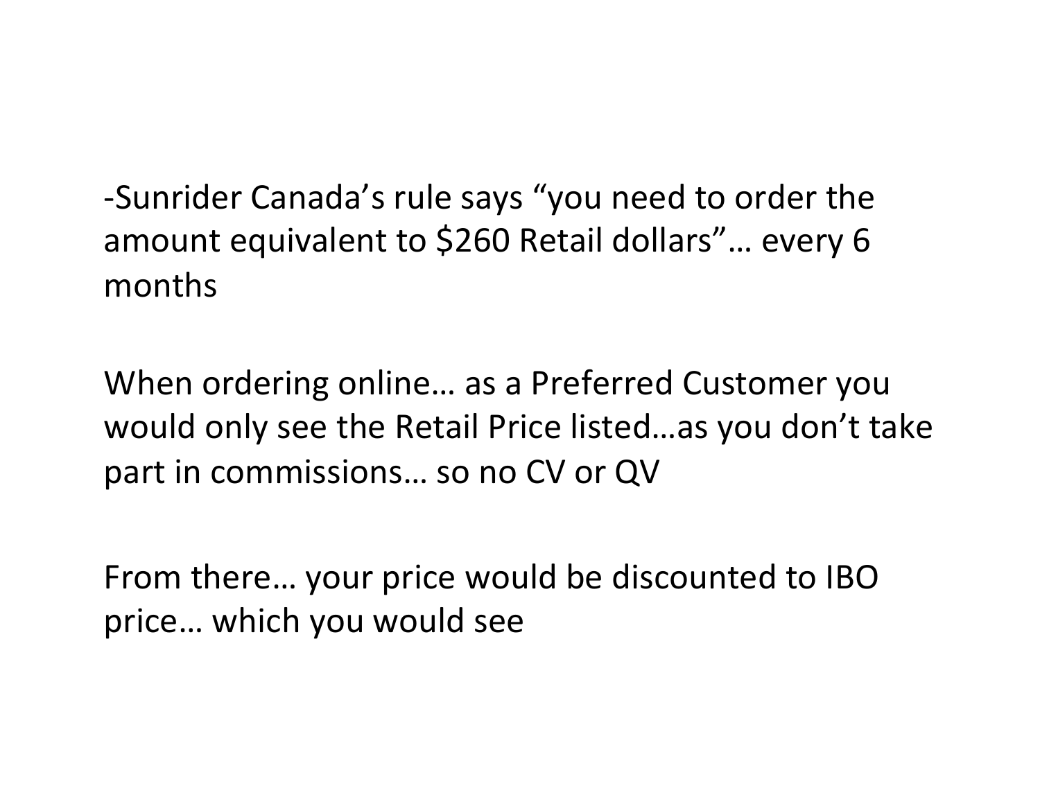-Sunrider Canada's rule says "you need to order the amount equivalent to $260 Retail dollars"… every 6 months

When ordering online… as a Preferred Customer you would only see the Retail Price listed…as you don't take part in commissions… so no CV or QV

From there… your price would be discounted to IBO price… which you would see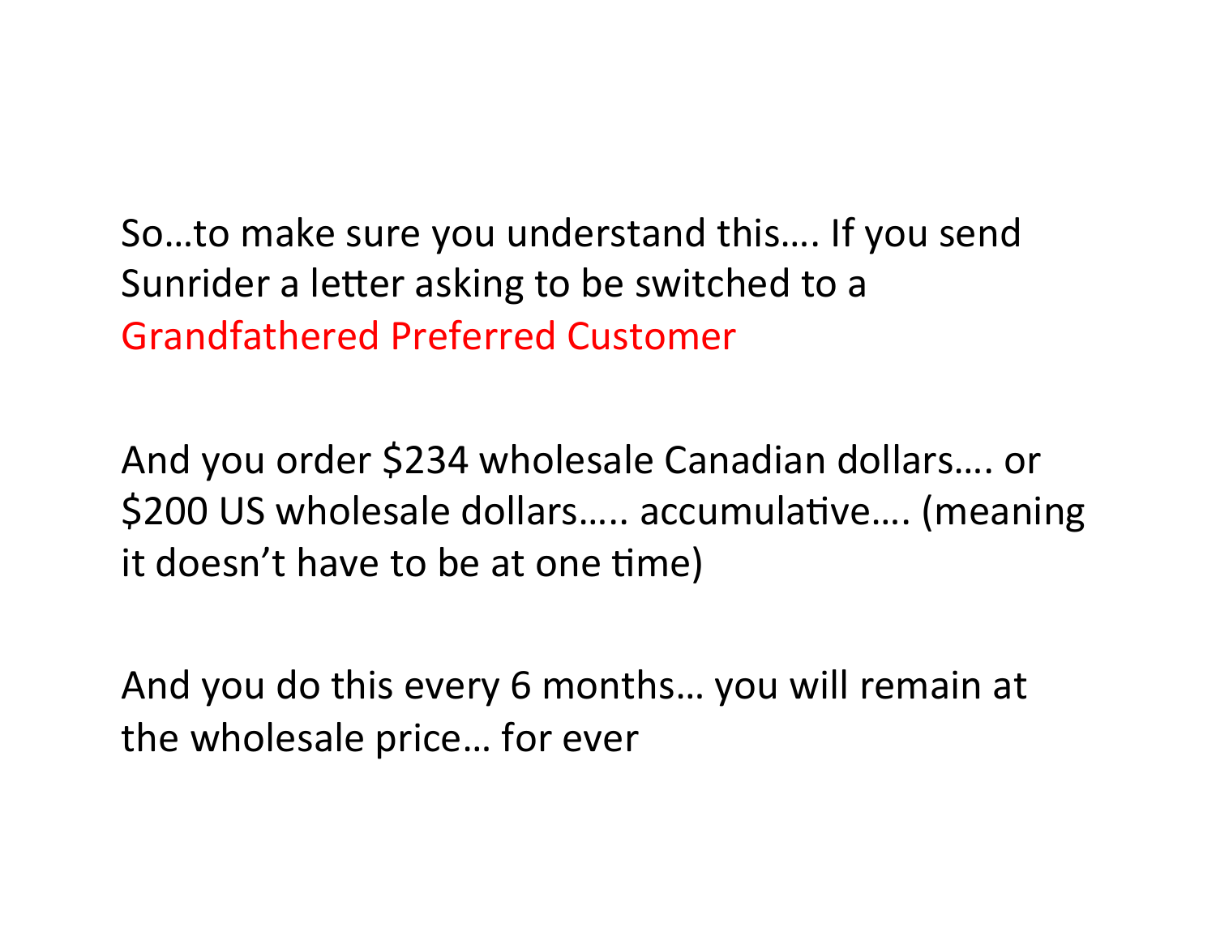So…to make sure you understand this…. If you send Sunrider a letter asking to be switched to a Grandfathered Preferred Customer

And you order $234 wholesale Canadian dollars…. or $200 US wholesale dollars….. accumulative…. (meaning it doesn't have to be at one time)

And you do this every 6 months… you will remain at the wholesale price… for ever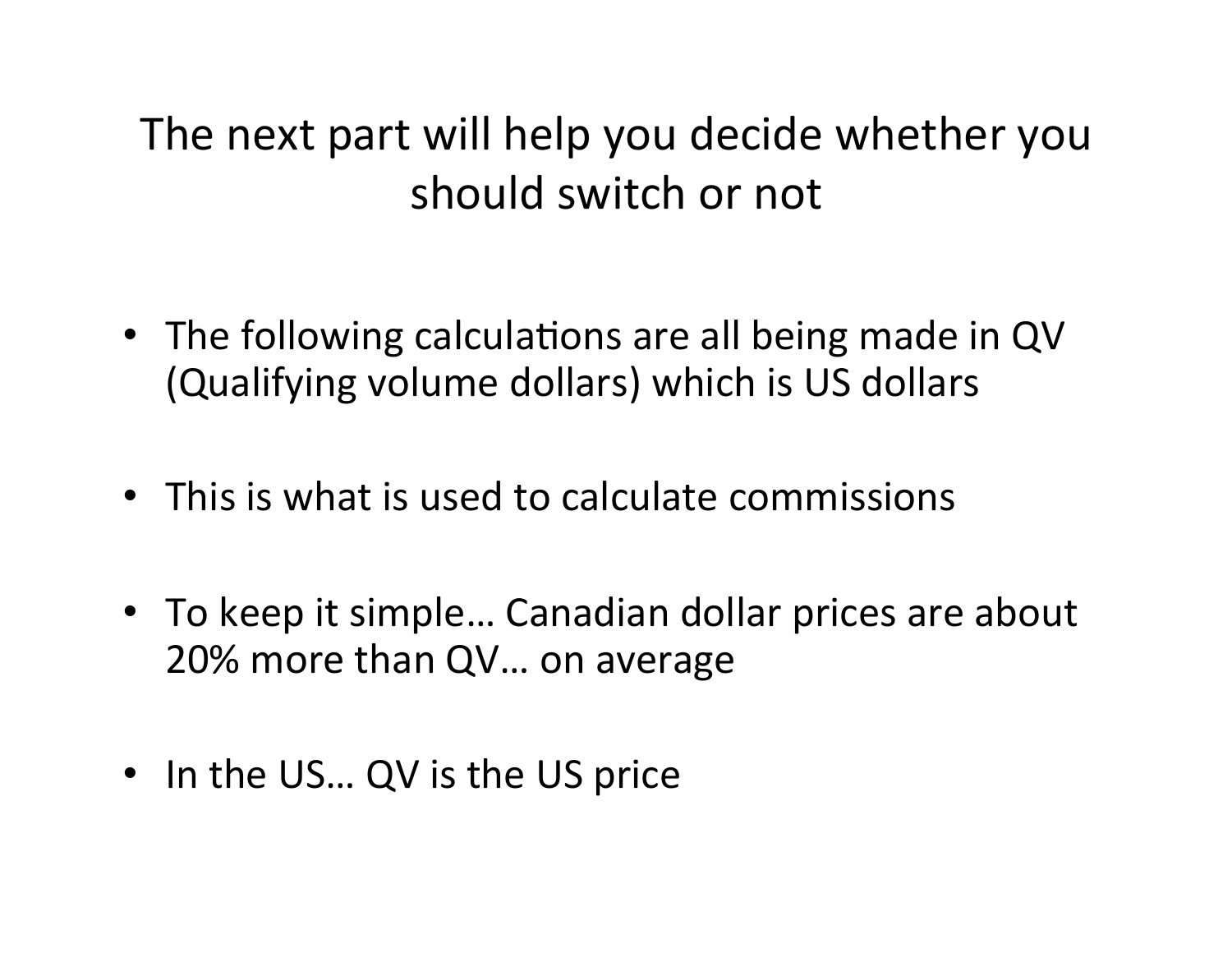# The next part will help you decide whether you should switch or not

- The following calculations are all being made in QV (Qualifying volume dollars) which is US dollars
- This is what is used to calculate commissions
- To keep it simple… Canadian dollar prices are about 20% more than QV… on average
- In the US… QV is the US price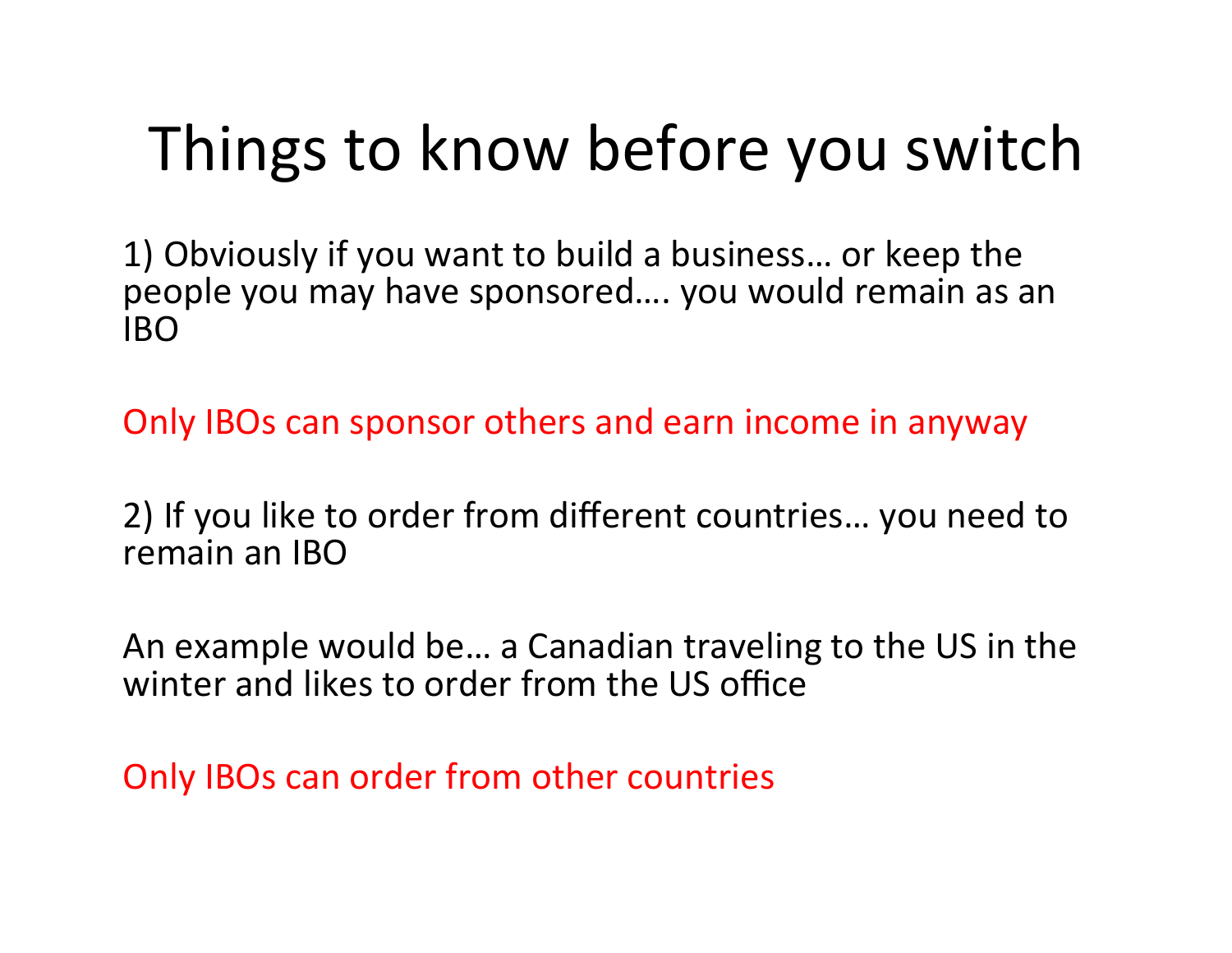# Things to know before you switch

1) Obviously if you want to build a business… or keep the people you may have sponsored…. you would remain as an IBO

Only IBOs can sponsor others and earn income in anyway

2) If you like to order from different countries… you need to remain an IBO

An example would be… a Canadian traveling to the US in the winter and likes to order from the US office

Only IBOs can order from other countries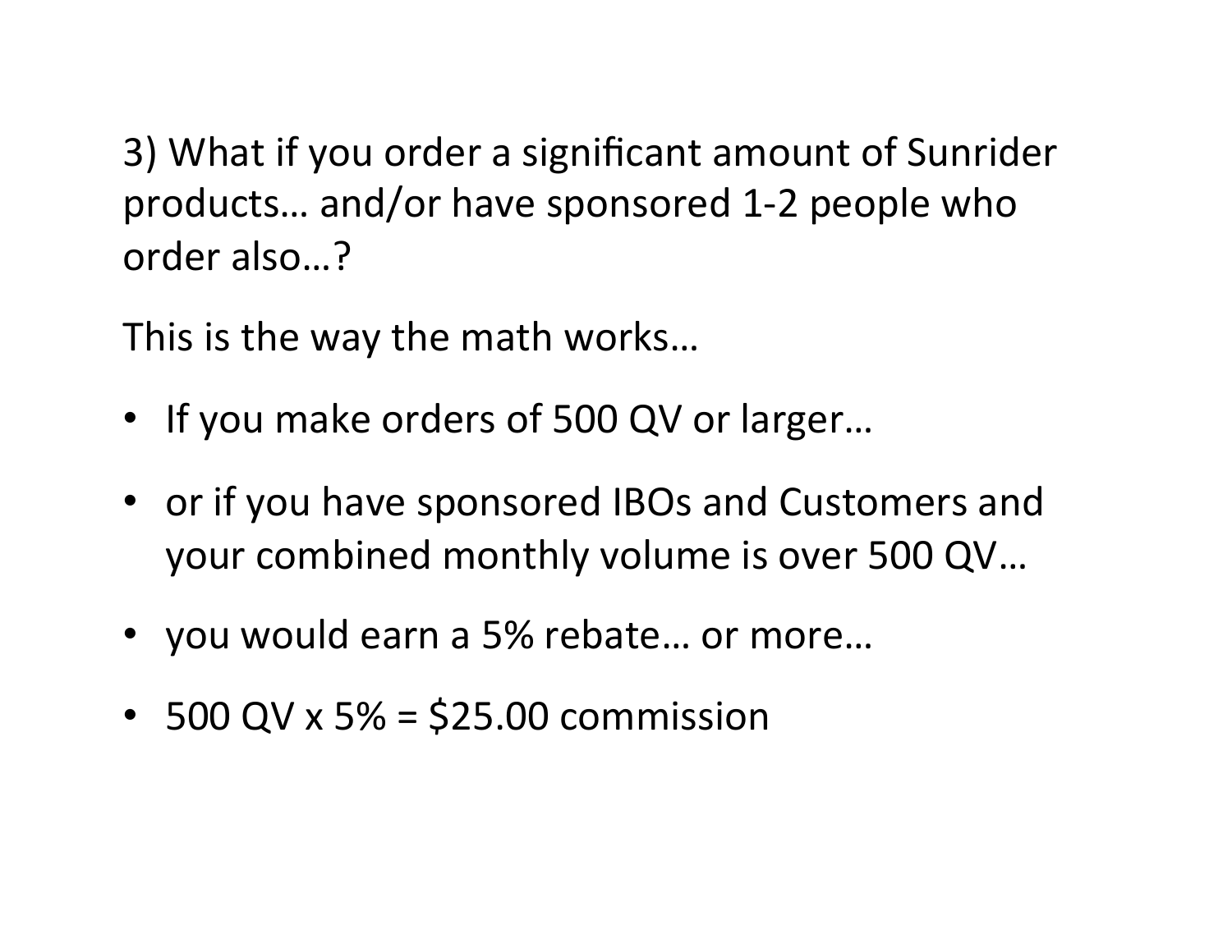3) What if you order a significant amount of Sunrider products… and/or have sponsored 1-2 people who order also…?

This is the way the math works…

- If you make orders of 500 QV or larger…
- or if you have sponsored IBOs and Customers and your combined monthly volume is over 500 QV…
- you would earn a 5% rebate… or more…
- 500 QV x 5% = $25.00 commission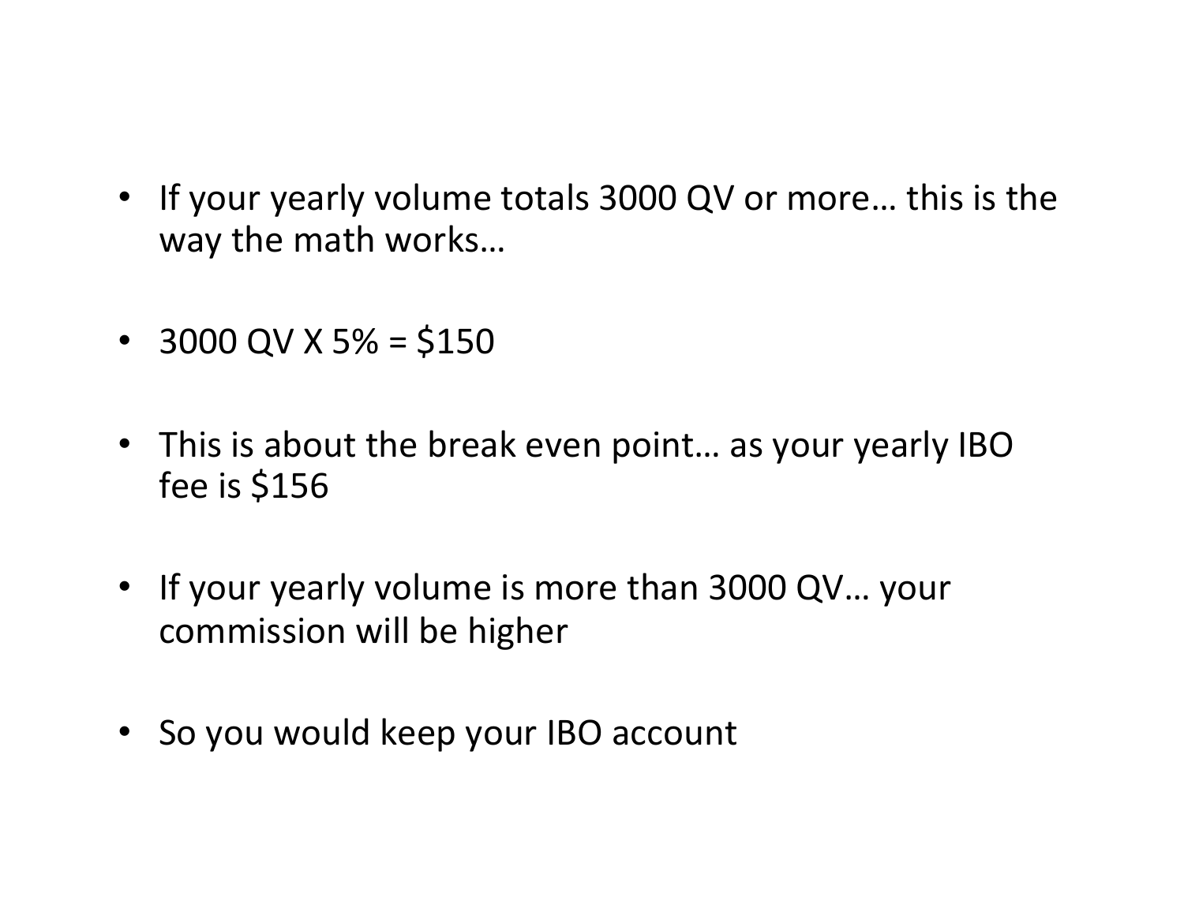- If your yearly volume totals 3000 QV or more… this is the way the math works…
- 3000 QV X 5% = $150
- This is about the break even point… as your yearly IBO fee is $156
- If your yearly volume is more than 3000 QV… your commission will be higher
- So you would keep your IBO account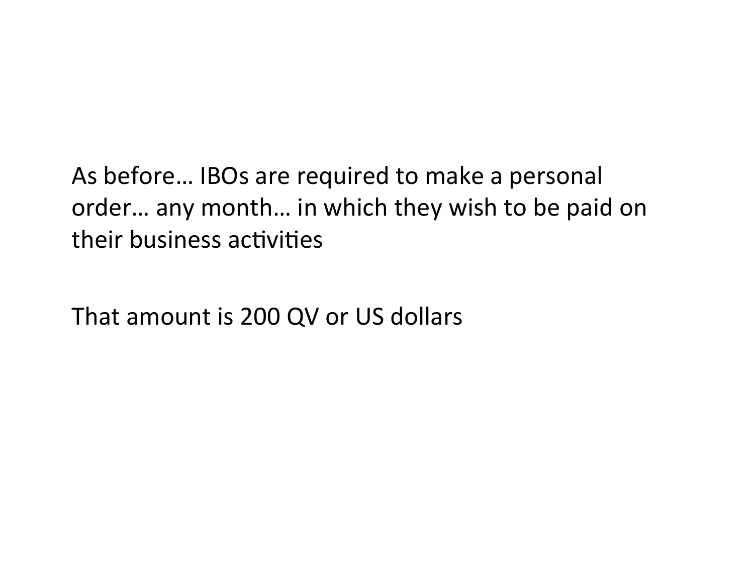As before… IBOs are required to make a personal order… any month… in which they wish to be paid on their business activities

That amount is 200 QV or US dollars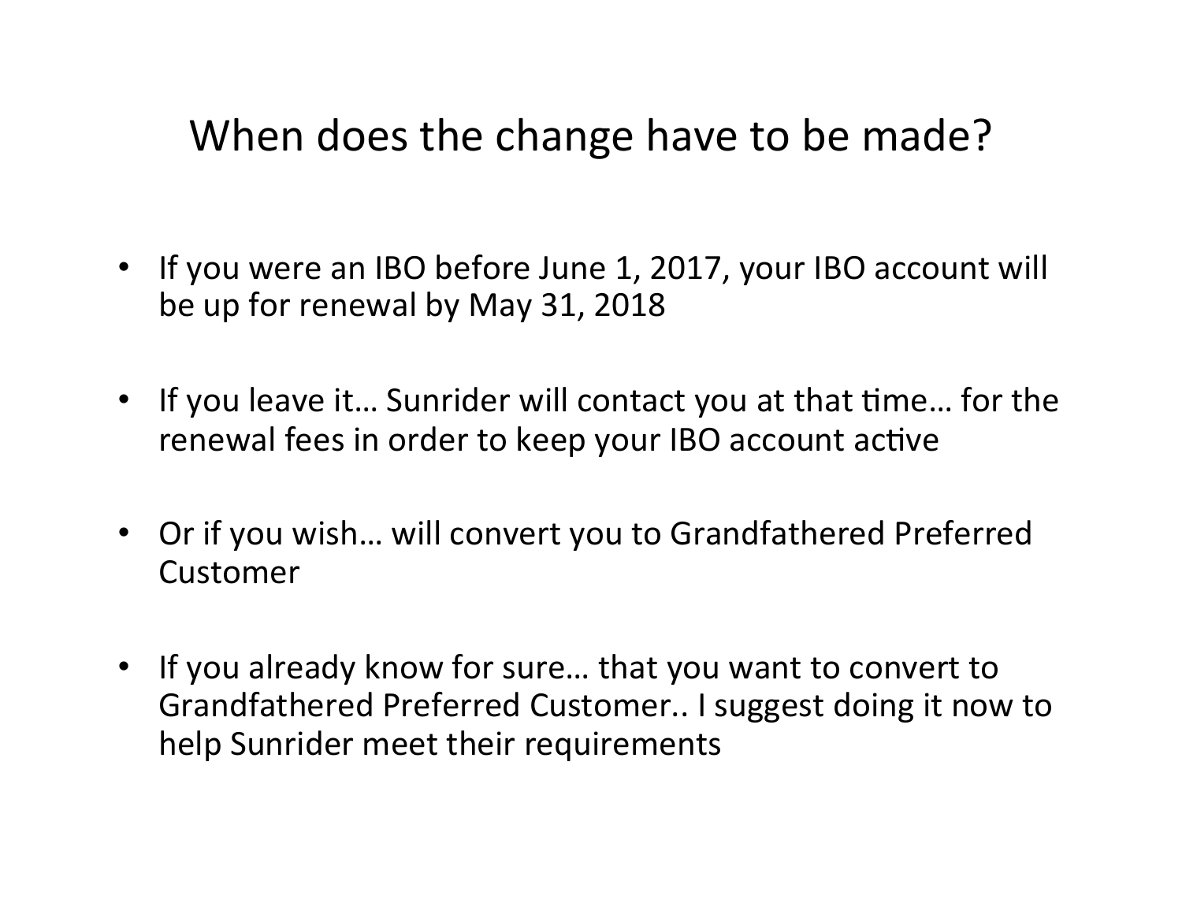# When does the change have to be made?

- If you were an IBO before June 1, 2017, your IBO account will be up for renewal by May 31, 2018
- If you leave it… Sunrider will contact you at that time… for the renewal fees in order to keep your IBO account active
- Or if you wish… will convert you to Grandfathered Preferred Customer
- If you already know for sure… that you want to convert to Grandfathered Preferred Customer.. I suggest doing it now to help Sunrider meet their requirements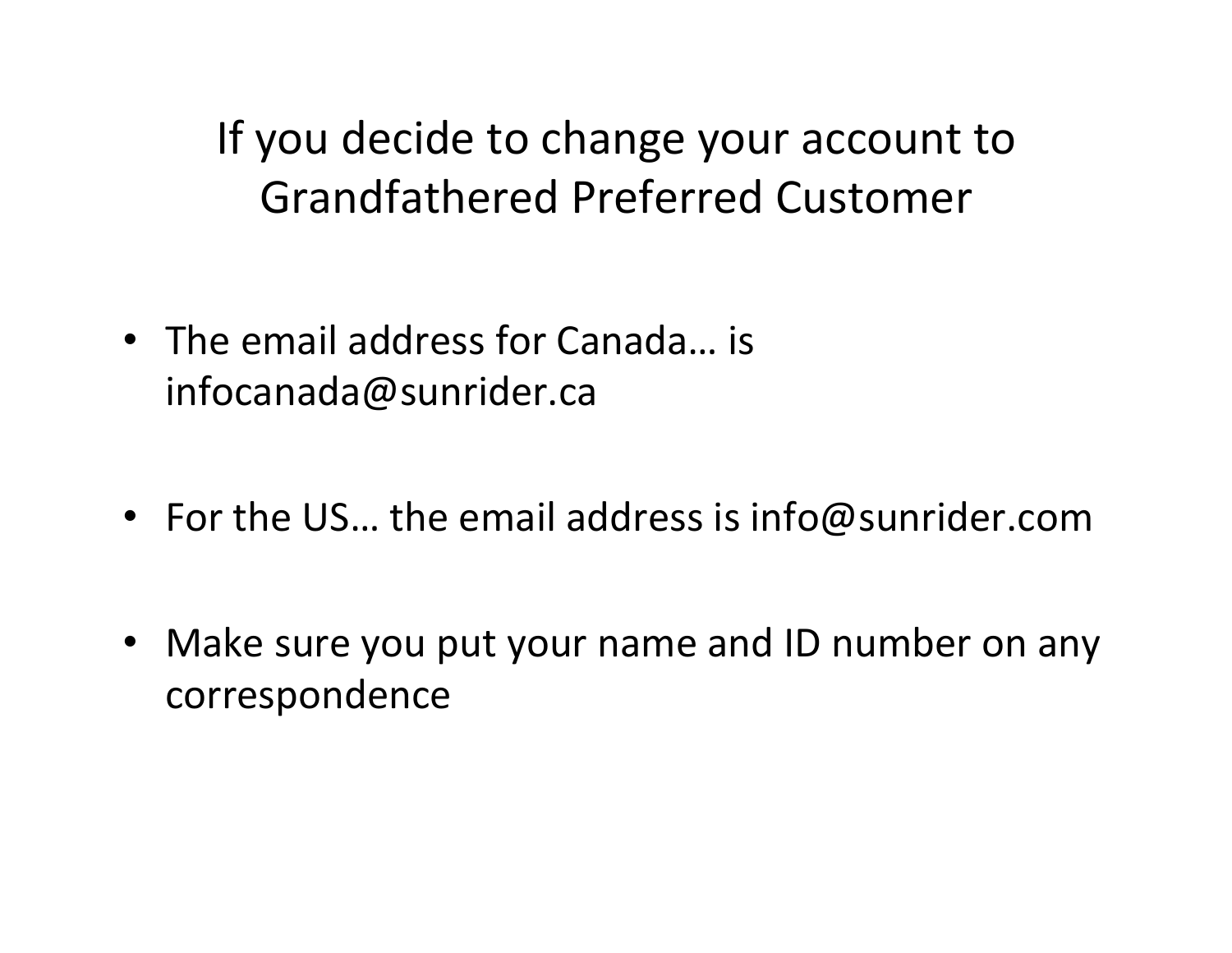# If you decide to change your account to Grandfathered Preferred Customer

- The email address for Canada… is infocanada@sunrider.ca
- For the US… the email address is info@sunrider.com
- Make sure you put your name and ID number on any correspondence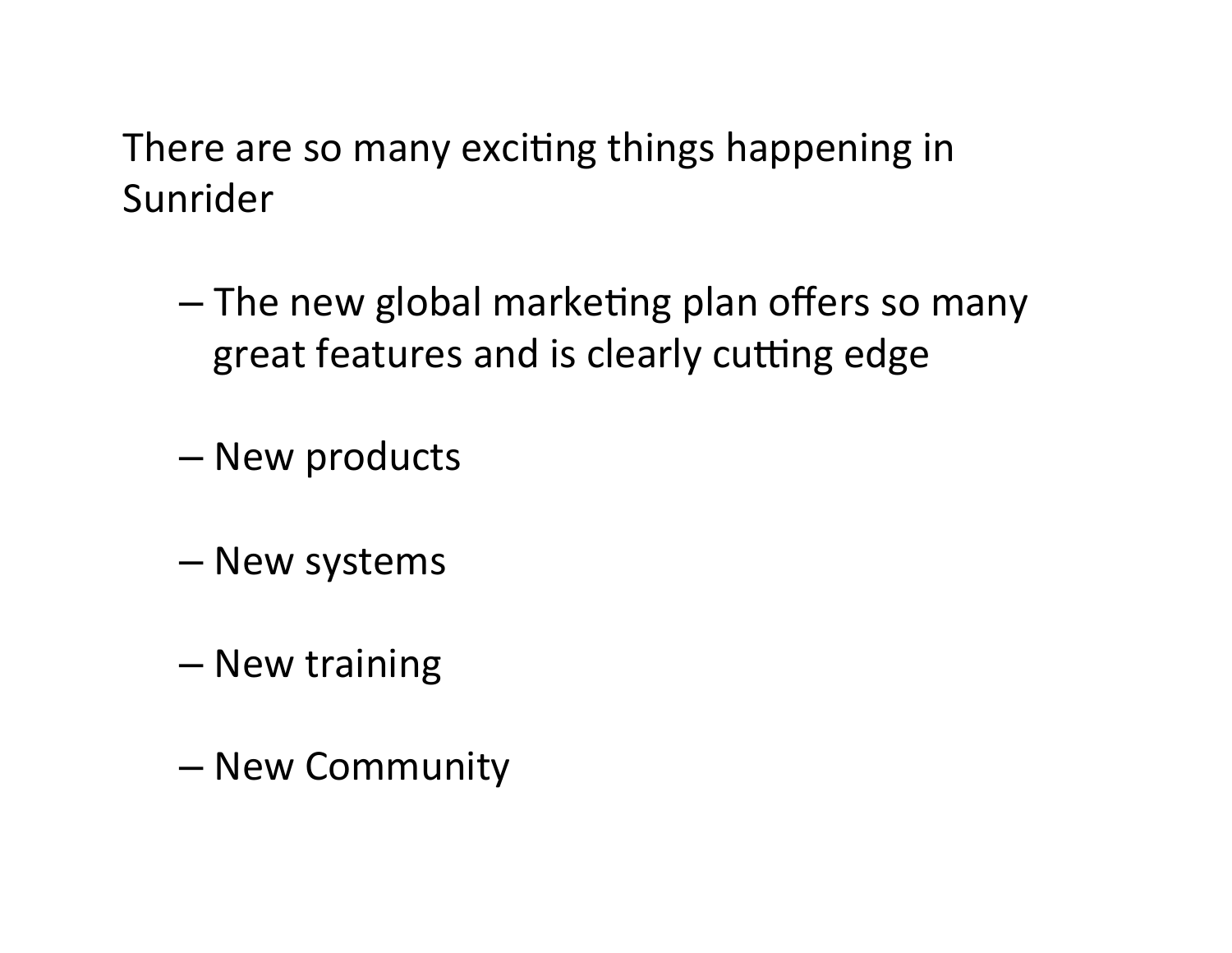There are so many exciting things happening in Sunrider

- The new global marketing plan offers so many great features and is clearly cutting edge
- New products
- New systems
- New training
- New Community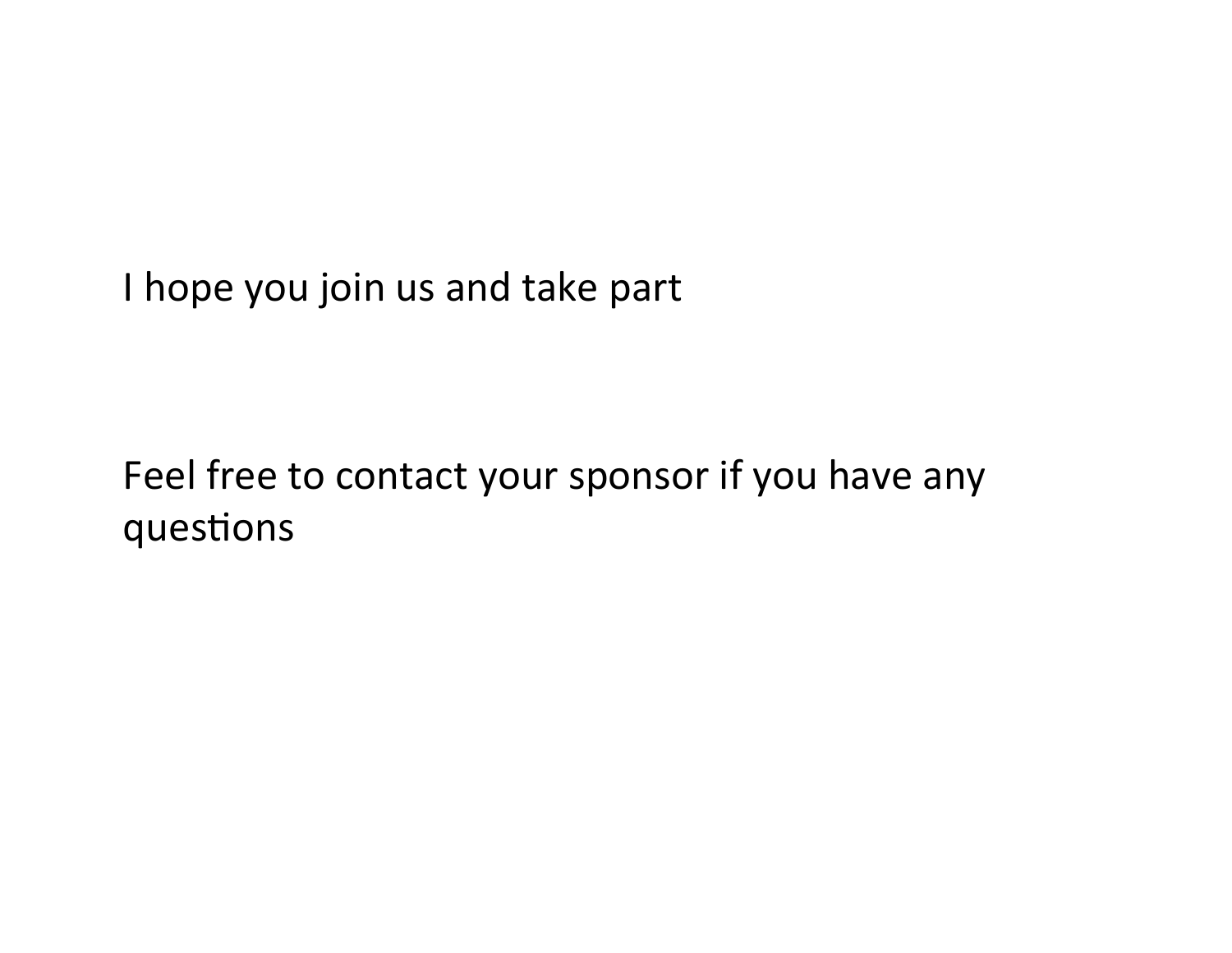I hope you join us and take part

Feel free to contact your sponsor if you have any questions